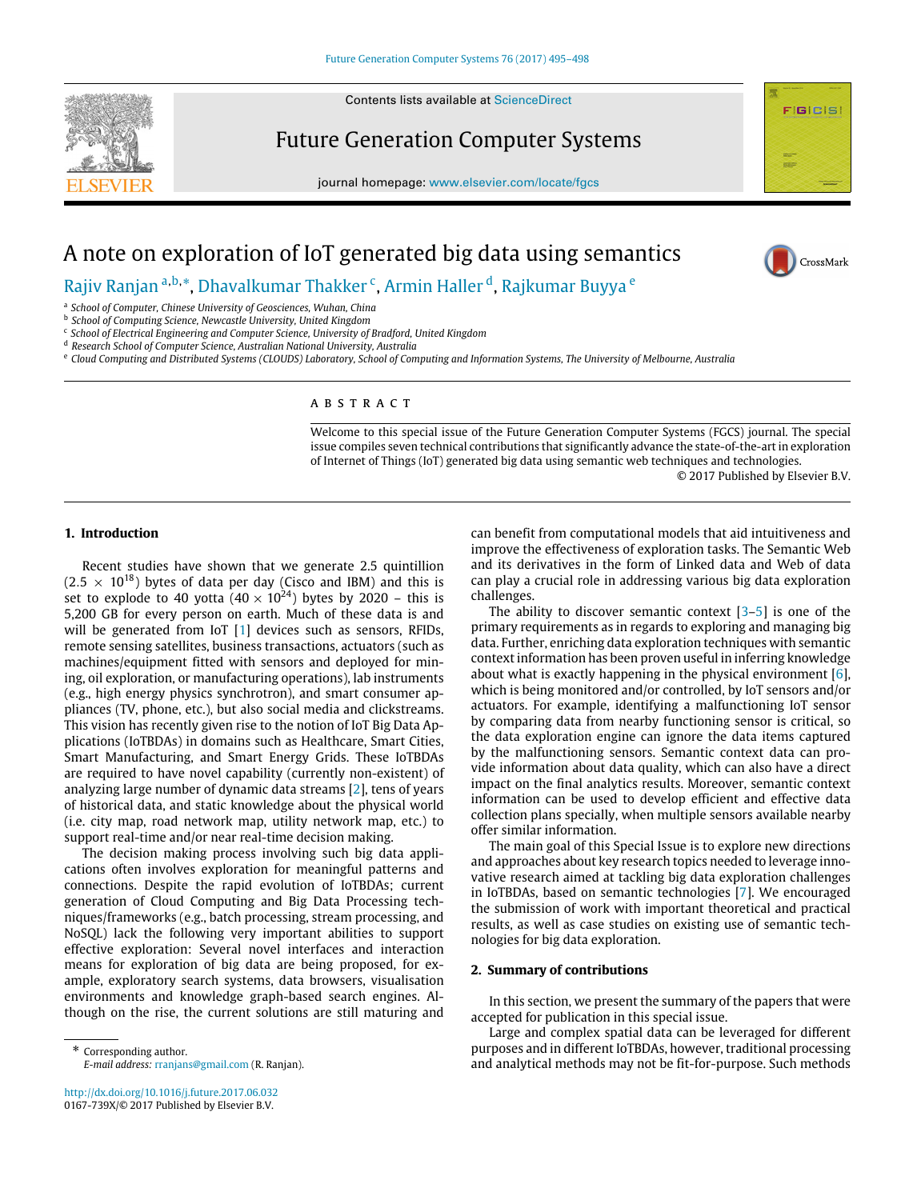Contents lists available at ScienceDirect

Future Generation Computer Systems

journal homepage: www.elsevier.com/locate/fgcs

# A note on exploration of IoT generated big data using semantics

Rajiv Ranjan [a,b,*], Dhavalkumar Thakker [c], Armin Haller [d], Rajkumar Buyya [e]

[a] School of Computer, Chinese University of Geosciences, Wuhan, China
[b] School of Computing Science, Newcastle University, United Kingdom
[c] School of Electrical Engineering and Computer Science, University of Bradford, United Kingdom
[d] Research School of Computer Science, Australian National University, Australia
[e] Cloud Computing and Distributed Systems (CLOUDS) Laboratory, School of Computing and Information Systems, The University of Melbourne, Australia

## ABSTRACT

Welcome to this special issue of the Future Generation Computer Systems (FGCS) journal. The special issue compiles seven technical contributions that significantly advance the state-of-the-art in exploration of Internet of Things (IoT) generated big data using semantic web techniques and technologies.

© 2017 Published by Elsevier B.V.

## 1. Introduction

Recent studies have shown that we generate 2.5 quintillion ($2.5 \times 10^{18}$) bytes of data per day (Cisco and IBM) and this is set to explode to 40 yotta ($40 \times 10^{24}$) bytes by 2020 – this is 5,200 GB for every person on earth. Much of these data is and will be generated from IoT [1] devices such as sensors, RFIDs, remote sensing satellites, business transactions, actuators (such as machines/equipment fitted with sensors and deployed for mining, oil exploration, or manufacturing operations), lab instruments (e.g., high energy physics synchrotron), and smart consumer appliances (TV, phone, etc.), but also social media and clickstreams. This vision has recently given rise to the notion of IoT Big Data Applications (IoTBDAs) in domains such as Healthcare, Smart Cities, Smart Manufacturing, and Smart Energy Grids. These IoTBDAs are required to have novel capability (currently non-existent) of analyzing large number of dynamic data streams [2], tens of years of historical data, and static knowledge about the physical world (i.e. city map, road network map, utility network map, etc.) to support real-time and/or near real-time decision making.

The decision making process involving such big data applications often involves exploration for meaningful patterns and connections. Despite the rapid evolution of IoTBDAs; current generation of Cloud Computing and Big Data Processing techniques/frameworks (e.g., batch processing, stream processing, and NoSQL) lack the following very important abilities to support effective exploration: Several novel interfaces and interaction means for exploration of big data are being proposed, for example, exploratory search systems, data browsers, visualisation environments and knowledge graph-based search engines. Although on the rise, the current solutions are still maturing and can benefit from computational models that aid intuitiveness and improve the effectiveness of exploration tasks. The Semantic Web and its derivatives in the form of Linked data and Web of data can play a crucial role in addressing various big data exploration challenges.

The ability to discover semantic context [3–5] is one of the primary requirements as in regards to exploring and managing big data. Further, enriching data exploration techniques with semantic context information has been proven useful in inferring knowledge about what is exactly happening in the physical environment [6], which is being monitored and/or controlled, by IoT sensors and/or actuators. For example, identifying a malfunctioning IoT sensor by comparing data from nearby functioning sensor is critical, so the data exploration engine can ignore the data items captured by the malfunctioning sensors. Semantic context data can provide information about data quality, which can also have a direct impact on the final analytics results. Moreover, semantic context information can be used to develop efficient and effective data collection plans specially, when multiple sensors available nearby offer similar information.

The main goal of this Special Issue is to explore new directions and approaches about key research topics needed to leverage innovative research aimed at tackling big data exploration challenges in IoTBDAs, based on semantic technologies [7]. We encouraged the submission of work with important theoretical and practical results, as well as case studies on existing use of semantic technologies for big data exploration.

## 2. Summary of contributions

In this section, we present the summary of the papers that were accepted for publication in this special issue.

Large and complex spatial data can be leveraged for different purposes and in different IoTBDAs, however, traditional processing and analytical methods may not be fit-for-purpose. Such methods

* Corresponding author.
*E-mail address:* rranjans@gmail.com (R. Ranjan).

http://dx.doi.org/10.1016/j.future.2017.06.032
0167-739X/© 2017 Published by Elsevier B.V.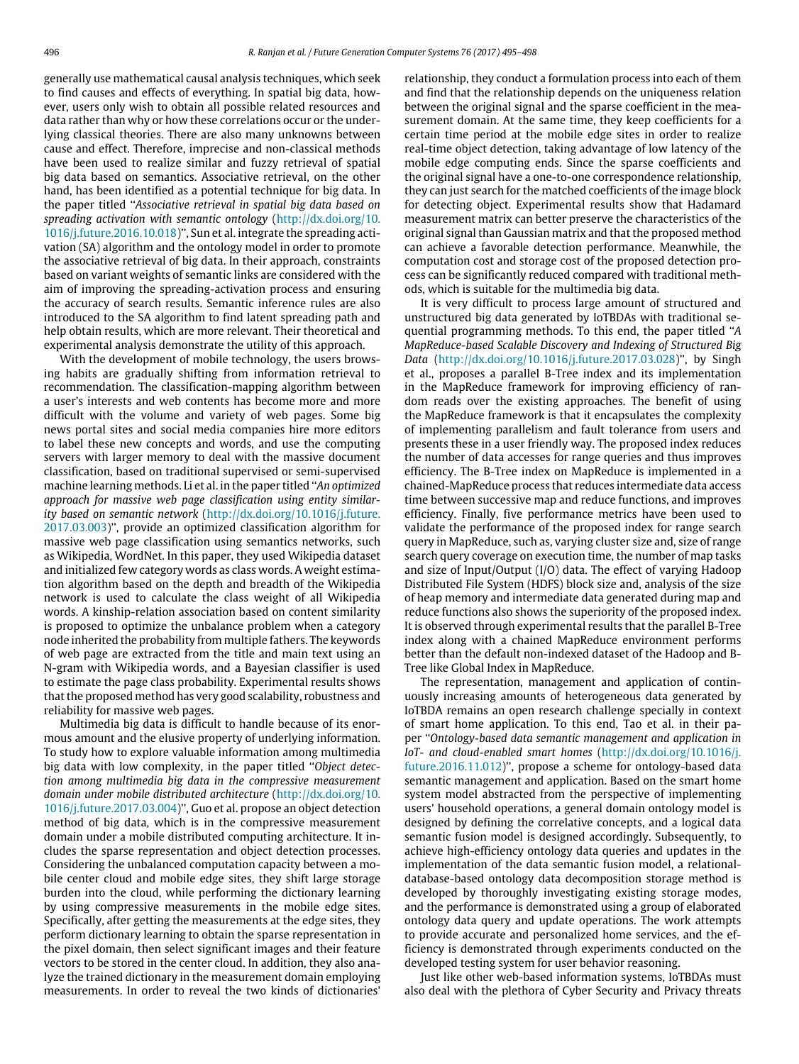generally use mathematical causal analysis techniques, which seek to find causes and effects of everything. In spatial big data, however, users only wish to obtain all possible related resources and data rather than why or how these correlations occur or the underlying classical theories. There are also many unknowns between cause and effect. Therefore, imprecise and non-classical methods have been used to realize similar and fuzzy retrieval of spatial big data based on semantics. Associative retrieval, on the other hand, has been identified as a potential technique for big data. In the paper titled "*Associative retrieval in spatial big data based on spreading activation with semantic ontology* (http://dx.doi.org/10.1016/j.future.2016.10.018)", Sun et al. integrate the spreading activation (SA) algorithm and the ontology model in order to promote the associative retrieval of big data. In their approach, constraints based on variant weights of semantic links are considered with the aim of improving the spreading-activation process and ensuring the accuracy of search results. Semantic inference rules are also introduced to the SA algorithm to find latent spreading path and help obtain results, which are more relevant. Their theoretical and experimental analysis demonstrate the utility of this approach.

With the development of mobile technology, the users browsing habits are gradually shifting from information retrieval to recommendation. The classification-mapping algorithm between a user's interests and web contents has become more and more difficult with the volume and variety of web pages. Some big news portal sites and social media companies hire more editors to label these new concepts and words, and use the computing servers with larger memory to deal with the massive document classification, based on traditional supervised or semi-supervised machine learning methods. Li et al. in the paper titled "*An optimized approach for massive web page classification using entity similarity based on semantic network* (http://dx.doi.org/10.1016/j.future.2017.03.003)", provide an optimized classification algorithm for massive web page classification using semantics networks, such as Wikipedia, WordNet. In this paper, they used Wikipedia dataset and initialized few category words as class words. A weight estimation algorithm based on the depth and breadth of the Wikipedia network is used to calculate the class weight of all Wikipedia words. A kinship-relation association based on content similarity is proposed to optimize the unbalance problem when a category node inherited the probability from multiple fathers. The keywords of web page are extracted from the title and main text using an N-gram with Wikipedia words, and a Bayesian classifier is used to estimate the page class probability. Experimental results shows that the proposed method has very good scalability, robustness and reliability for massive web pages.

Multimedia big data is difficult to handle because of its enormous amount and the elusive property of underlying information. To study how to explore valuable information among multimedia big data with low complexity, in the paper titled "*Object detection among multimedia big data in the compressive measurement domain under mobile distributed architecture* (http://dx.doi.org/10.1016/j.future.2017.03.004)", Guo et al. propose an object detection method of big data, which is in the compressive measurement domain under a mobile distributed computing architecture. It includes the sparse representation and object detection processes. Considering the unbalanced computation capacity between a mobile center cloud and mobile edge sites, they shift large storage burden into the cloud, while performing the dictionary learning by using compressive measurements in the mobile edge sites. Specifically, after getting the measurements at the edge sites, they perform dictionary learning to obtain the sparse representation in the pixel domain, then select significant images and their feature vectors to be stored in the center cloud. In addition, they also analyze the trained dictionary in the measurement domain employing measurements. In order to reveal the two kinds of dictionaries' relationship, they conduct a formulation process into each of them and find that the relationship depends on the uniqueness relation between the original signal and the sparse coefficient in the measurement domain. At the same time, they keep coefficients for a certain time period at the mobile edge sites in order to realize real-time object detection, taking advantage of low latency of the mobile edge computing ends. Since the sparse coefficients and the original signal have a one-to-one correspondence relationship, they can just search for the matched coefficients of the image block for detecting object. Experimental results show that Hadamard measurement matrix can better preserve the characteristics of the original signal than Gaussian matrix and that the proposed method can achieve a favorable detection performance. Meanwhile, the computation cost and storage cost of the proposed detection process can be significantly reduced compared with traditional methods, which is suitable for the multimedia big data.

It is very difficult to process large amount of structured and unstructured big data generated by IoTBDAs with traditional sequential programming methods. To this end, the paper titled "*A MapReduce-based Scalable Discovery and Indexing of Structured Big Data* (http://dx.doi.org/10.1016/j.future.2017.03.028)", by Singh et al., proposes a parallel B-Tree index and its implementation in the MapReduce framework for improving efficiency of random reads over the existing approaches. The benefit of using the MapReduce framework is that it encapsulates the complexity of implementing parallelism and fault tolerance from users and presents these in a user friendly way. The proposed index reduces the number of data accesses for range queries and thus improves efficiency. The B-Tree index on MapReduce is implemented in a chained-MapReduce process that reduces intermediate data access time between successive map and reduce functions, and improves efficiency. Finally, five performance metrics have been used to validate the performance of the proposed index for range search query in MapReduce, such as, varying cluster size and, size of range search query coverage on execution time, the number of map tasks and size of Input/Output (I/O) data. The effect of varying Hadoop Distributed File System (HDFS) block size and, analysis of the size of heap memory and intermediate data generated during map and reduce functions also shows the superiority of the proposed index. It is observed through experimental results that the parallel B-Tree index along with a chained MapReduce environment performs better than the default non-indexed dataset of the Hadoop and B-Tree like Global Index in MapReduce.

The representation, management and application of continuously increasing amounts of heterogeneous data generated by IoTBDA remains an open research challenge specially in context of smart home application. To this end, Tao et al. in their paper "*Ontology-based data semantic management and application in IoT- and cloud-enabled smart homes* (http://dx.doi.org/10.1016/j.future.2016.11.012)", propose a scheme for ontology-based data semantic management and application. Based on the smart home system model abstracted from the perspective of implementing users' household operations, a general domain ontology model is designed by defining the correlative concepts, and a logical data semantic fusion model is designed accordingly. Subsequently, to achieve high-efficiency ontology data queries and updates in the implementation of the data semantic fusion model, a relational-database-based ontology data decomposition storage method is developed by thoroughly investigating existing storage modes, and the performance is demonstrated using a group of elaborated ontology data query and update operations. The work attempts to provide accurate and personalized home services, and the efficiency is demonstrated through experiments conducted on the developed testing system for user behavior reasoning.

Just like other web-based information systems, IoTBDAs must also deal with the plethora of Cyber Security and Privacy threats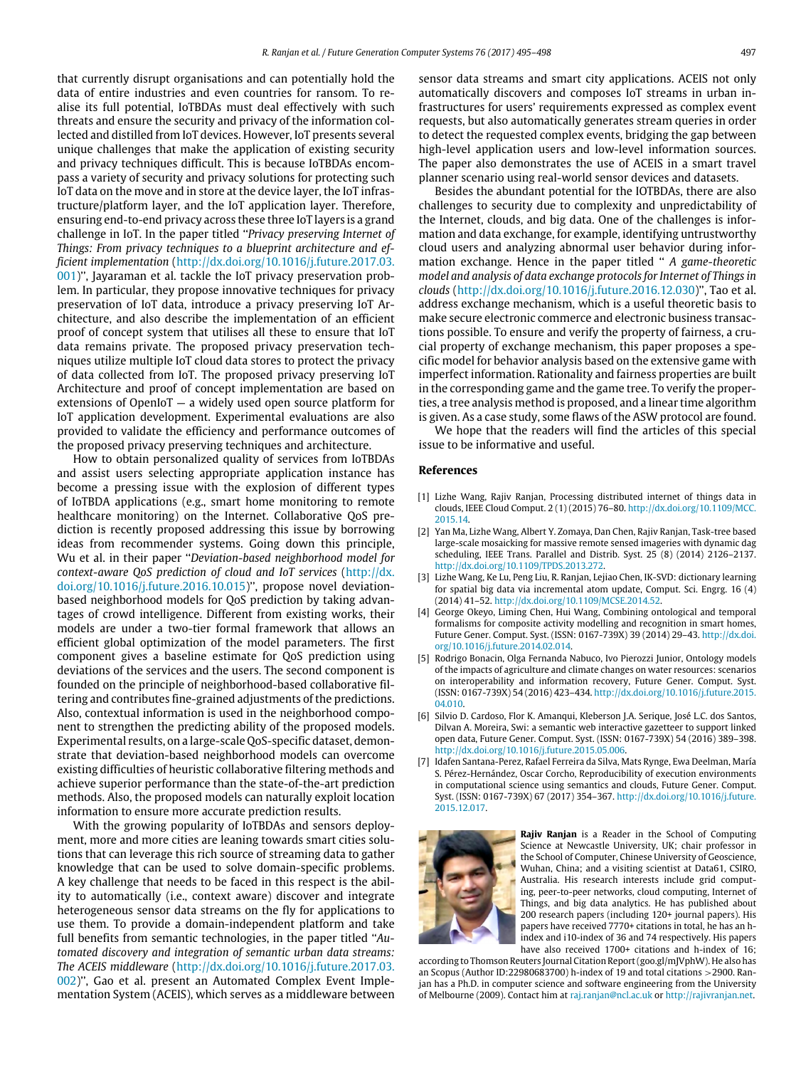that currently disrupt organisations and can potentially hold the data of entire industries and even countries for ransom. To realise its full potential, IoTBDAs must deal effectively with such threats and ensure the security and privacy of the information collected and distilled from IoT devices. However, IoT presents several unique challenges that make the application of existing security and privacy techniques difficult. This is because IoTBDAs encompass a variety of security and privacy solutions for protecting such IoT data on the move and in store at the device layer, the IoT infrastructure/platform layer, and the IoT application layer. Therefore, ensuring end-to-end privacy across these three IoT layers is a grand challenge in IoT. In the paper titled "*Privacy preserving Internet of Things: From privacy techniques to a blueprint architecture and efficient implementation* (http://dx.doi.org/10.1016/j.future.2017.03.001)", Jayaraman et al. tackle the IoT privacy preservation problem. In particular, they propose innovative techniques for privacy preservation of IoT data, introduce a privacy preserving IoT Architecture, and also describe the implementation of an efficient proof of concept system that utilises all these to ensure that IoT data remains private. The proposed privacy preservation techniques utilize multiple IoT cloud data stores to protect the privacy of data collected from IoT. The proposed privacy preserving IoT Architecture and proof of concept implementation are based on extensions of OpenIoT — a widely used open source platform for IoT application development. Experimental evaluations are also provided to validate the efficiency and performance outcomes of the proposed privacy preserving techniques and architecture.

How to obtain personalized quality of services from IoTBDAs and assist users selecting appropriate application instance has become a pressing issue with the explosion of different types of IoTBDA applications (e.g., smart home monitoring to remote healthcare monitoring) on the Internet. Collaborative QoS prediction is recently proposed addressing this issue by borrowing ideas from recommender systems. Going down this principle, Wu et al. in their paper "*Deviation-based neighborhood model for context-aware QoS prediction of cloud and IoT services* (http://dx.doi.org/10.1016/j.future.2016.10.015)", propose novel deviation-based neighborhood models for QoS prediction by taking advantages of crowd intelligence. Different from existing works, their models are under a two-tier formal framework that allows an efficient global optimization of the model parameters. The first component gives a baseline estimate for QoS prediction using deviations of the services and the users. The second component is founded on the principle of neighborhood-based collaborative filtering and contributes fine-grained adjustments of the predictions. Also, contextual information is used in the neighborhood component to strengthen the predicting ability of the proposed models. Experimental results, on a large-scale QoS-specific dataset, demonstrate that deviation-based neighborhood models can overcome existing difficulties of heuristic collaborative filtering methods and achieve superior performance than the state-of-the-art prediction methods. Also, the proposed models can naturally exploit location information to ensure more accurate prediction results.

With the growing popularity of IoTBDAs and sensors deployment, more and more cities are leaning towards smart cities solutions that can leverage this rich source of streaming data to gather knowledge that can be used to solve domain-specific problems. A key challenge that needs to be faced in this respect is the ability to automatically (i.e., context aware) discover and integrate heterogeneous sensor data streams on the fly for applications to use them. To provide a domain-independent platform and take full benefits from semantic technologies, in the paper titled "*Automated discovery and integration of semantic urban data streams: The ACEIS middleware* (http://dx.doi.org/10.1016/j.future.2017.03.002)", Gao et al. present an Automated Complex Event Implementation System (ACEIS), which serves as a middleware between sensor data streams and smart city applications. ACEIS not only automatically discovers and composes IoT streams in urban infrastructures for users' requirements expressed as complex event requests, but also automatically generates stream queries in order to detect the requested complex events, bridging the gap between high-level application users and low-level information sources. The paper also demonstrates the use of ACEIS in a smart travel planner scenario using real-world sensor devices and datasets.

Besides the abundant potential for the IOTBDAs, there are also challenges to security due to complexity and unpredictability of the Internet, clouds, and big data. One of the challenges is information and data exchange, for example, identifying untrustworthy cloud users and analyzing abnormal user behavior during information exchange. Hence in the paper titled " *A game-theoretic model and analysis of data exchange protocols for Internet of Things in clouds* (http://dx.doi.org/10.1016/j.future.2016.12.030)", Tao et al. address exchange mechanism, which is a useful theoretic basis to make secure electronic commerce and electronic business transactions possible. To ensure and verify the property of fairness, a crucial property of exchange mechanism, this paper proposes a specific model for behavior analysis based on the extensive game with imperfect information. Rationality and fairness properties are built in the corresponding game and the game tree. To verify the properties, a tree analysis method is proposed, and a linear time algorithm is given. As a case study, some flaws of the ASW protocol are found.

We hope that the readers will find the articles of this special issue to be informative and useful.

## References

[1] Lizhe Wang, Rajiv Ranjan, Processing distributed internet of things data in clouds, IEEE Cloud Comput. 2 (1) (2015) 76–80. http://dx.doi.org/10.1109/MCC.2015.14.

[2] Yan Ma, Lizhe Wang, Albert Y. Zomaya, Dan Chen, Rajiv Ranjan, Task-tree based large-scale mosaicking for massive remote sensed imageries with dynamic dag scheduling, IEEE Trans. Parallel and Distrib. Syst. 25 (8) (2014) 2126–2137. http://dx.doi.org/10.1109/TPDS.2013.272.

[3] Lizhe Wang, Ke Lu, Peng Liu, R. Ranjan, Lejiao Chen, IK-SVD: dictionary learning for spatial big data via incremental atom update, Comput. Sci. Engrg. 16 (4) (2014) 41–52. http://dx.doi.org/10.1109/MCSE.2014.52.

[4] George Okeyo, Liming Chen, Hui Wang, Combining ontological and temporal formalisms for composite activity modelling and recognition in smart homes, Future Gener. Comput. Syst. (ISSN: 0167-739X) 39 (2014) 29–43. http://dx.doi.org/10.1016/j.future.2014.02.014.

[5] Rodrigo Bonacin, Olga Fernanda Nabuco, Ivo Pierozzi Junior, Ontology models of the impacts of agriculture and climate changes on water resources: scenarios on interoperability and information recovery, Future Gener. Comput. Syst. (ISSN: 0167-739X) 54 (2016) 423–434. http://dx.doi.org/10.1016/j.future.2015.04.010.

[6] Silvio D. Cardoso, Flor K. Amanqui, Kleberson J.A. Serique, José L.C. dos Santos, Dilvan A. Moreira, Swi: a semantic web interactive gazetteer to support linked open data, Future Gener. Comput. Syst. (ISSN: 0167-739X) 54 (2016) 389–398. http://dx.doi.org/10.1016/j.future.2015.05.006.

[7] Idafen Santana-Perez, Rafael Ferreira da Silva, Mats Rynge, Ewa Deelman, María S. Pérez-Hernández, Oscar Corcho, Reproducibility of execution environments in computational science using semantics and clouds, Future Gener. Comput. Syst. (ISSN: 0167-739X) 67 (2017) 354–367. http://dx.doi.org/10.1016/j.future.2015.12.017.

**Rajiv Ranjan** is a Reader in the School of Computing Science at Newcastle University, UK; chair professor in the School of Computer, Chinese University of Geoscience, Wuhan, China; and a visiting scientist at Data61, CSIRO, Australia. His research interests include grid computing, peer-to-peer networks, cloud computing, Internet of Things, and big data analytics. He has published about 200 research papers (including 120+ journal papers). His papers have received 7770+ citations in total, he has an h-index and i10-index of 36 and 74 respectively. His papers have also received 1700+ citations and h-index of 16; according to Thomson Reuters Journal Citation Report (goo.gl/mJVphW). He also has an Scopus (Author ID:22980683700) h-index of 19 and total citations >2900. Ranjan has a Ph.D. in computer science and software engineering from the University of Melbourne (2009). Contact him at raj.ranjan@ncl.ac.uk or http://rajivranjan.net.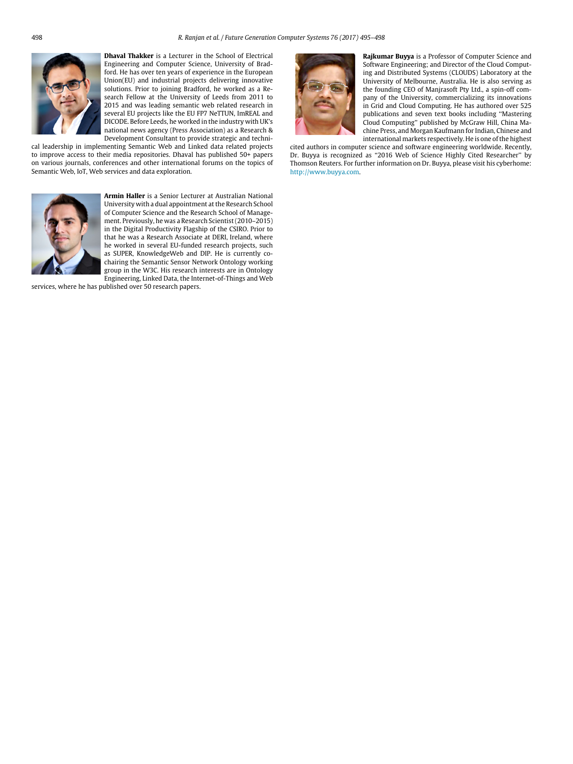**Dhaval Thakker** is a Lecturer in the School of Electrical Engineering and Computer Science, University of Bradford. He has over ten years of experience in the European Union(EU) and industrial projects delivering innovative solutions. Prior to joining Bradford, he worked as a Research Fellow at the University of Leeds from 2011 to 2015 and was leading semantic web related research in several EU projects like the EU FP7 NeTTUN, ImREAL and DICODE. Before Leeds, he worked in the industry with UK's national news agency (Press Association) as a Research & Development Consultant to provide strategic and technical leadership in implementing Semantic Web and Linked data related projects to improve access to their media repositories. Dhaval has published 50+ papers on various journals, conferences and other international forums on the topics of Semantic Web, IoT, Web services and data exploration.

**Armin Haller** is a Senior Lecturer at Australian National University with a dual appointment at the Research School of Computer Science and the Research School of Management. Previously, he was a Research Scientist (2010–2015) in the Digital Productivity Flagship of the CSIRO. Prior to that he was a Research Associate at DERI, Ireland, where he worked in several EU-funded research projects, such as SUPER, KnowledgeWeb and DIP. He is currently co-chairing the Semantic Sensor Network Ontology working group in the W3C. His research interests are in Ontology Engineering, Linked Data, the Internet-of-Things and Web services, where he has published over 50 research papers.

**Rajkumar Buyya** is a Professor of Computer Science and Software Engineering; and Director of the Cloud Computing and Distributed Systems (CLOUDS) Laboratory at the University of Melbourne, Australia. He is also serving as the founding CEO of Manjrasoft Pty Ltd., a spin-off company of the University, commercializing its innovations in Grid and Cloud Computing. He has authored over 525 publications and seven text books including "Mastering Cloud Computing" published by McGraw Hill, China Machine Press, and Morgan Kaufmann for Indian, Chinese and international markets respectively. He is one of the highest cited authors in computer science and software engineering worldwide. Recently, Dr. Buyya is recognized as "2016 Web of Science Highly Cited Researcher" by Thomson Reuters. For further information on Dr. Buyya, please visit his cyberhome: http://www.buyya.com.